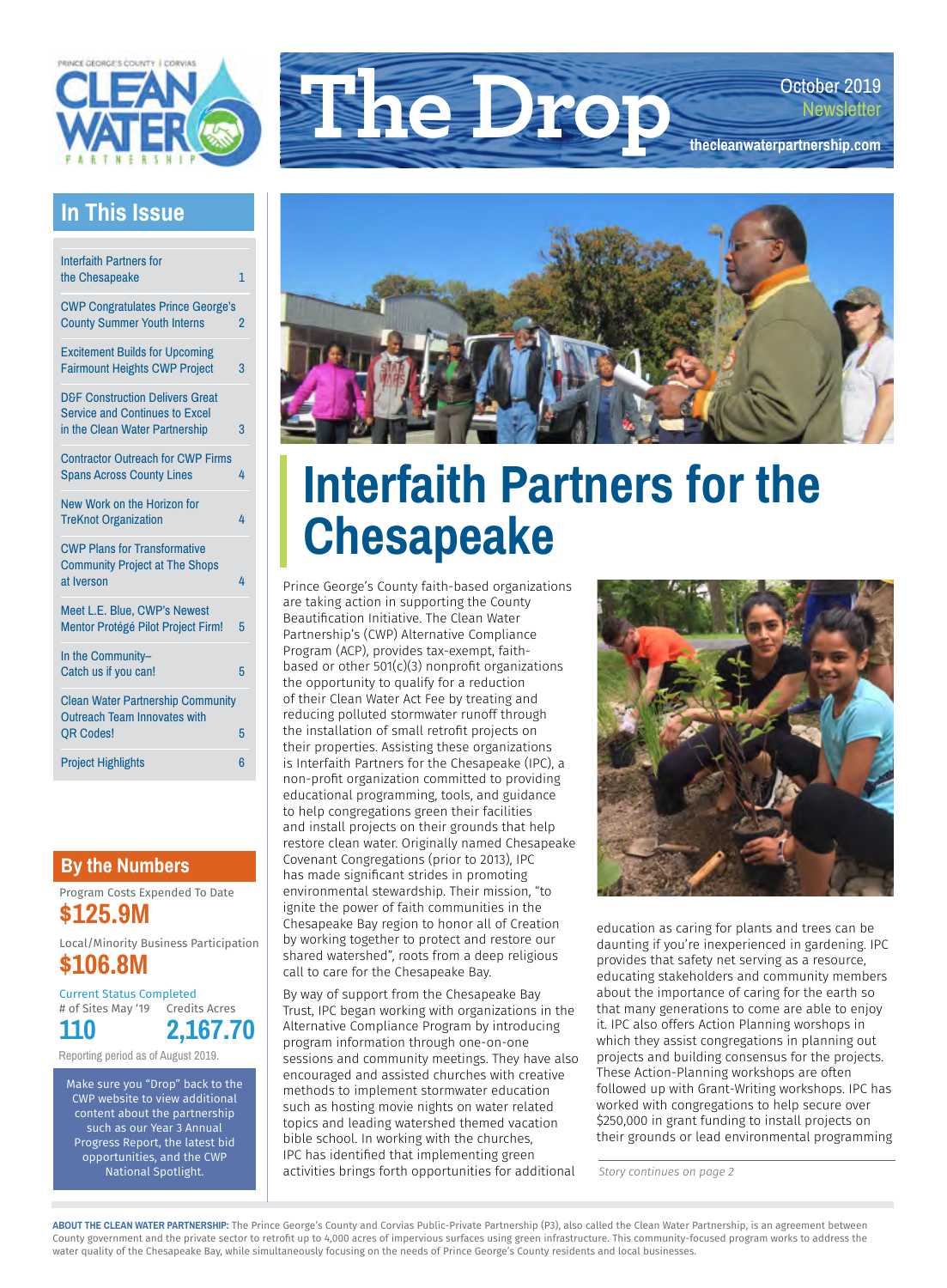# The Drop

October 2019 Newsletter

thecleanwaterpartnership.com

## In This Issue

| | |
|---|---|
| Interfaith Partners for the Chesapeake | 1 |
| CWP Congratulates Prince George's County Summer Youth Interns | 2 |
| Excitement Builds for Upcoming Fairmount Heights CWP Project | 3 |
| D&F Construction Delivers Great Service and Continues to Excel in the Clean Water Partnership | 3 |
| Contractor Outreach for CWP Firms Spans Across County Lines | 4 |
| New Work on the Horizon for TreKnot Organization | 4 |
| CWP Plans for Transformative Community Project at The Shops at Iverson | 4 |
| Meet L.E. Blue, CWP's Newest Mentor Protégé Pilot Project Firm! | 5 |
| In the Community– Catch us if you can! | 5 |
| Clean Water Partnership Community Outreach Team Innovates with QR Codes! | 5 |
| Project Highlights | 6 |

## By the Numbers

Program Costs Expended To Date

**$125.9M**

Local/Minority Business Participation

**$106.8M**

Current Status Completed

| # of Sites May '19 | Credits Acres |
|---|---|
| **110** | **2,167.70** |

Reporting period as of August 2019.

Make sure you "Drop" back to the CWP website to view additional content about the partnership such as our Year 3 Annual Progress Report, the latest bid opportunities, and the CWP National Spotlight.

# Interfaith Partners for the Chesapeake

Prince George's County faith-based organizations are taking action in supporting the County Beautification Initiative. The Clean Water Partnership's (CWP) Alternative Compliance Program (ACP), provides tax-exempt, faith-based or other 501(c)(3) nonprofit organizations the opportunity to qualify for a reduction of their Clean Water Act Fee by treating and reducing polluted stormwater runoff through the installation of small retrofit projects on their properties. Assisting these organizations is Interfaith Partners for the Chesapeake (IPC), a non-profit organization committed to providing educational programming, tools, and guidance to help congregations green their facilities and install projects on their grounds that help restore clean water. Originally named Chesapeake Covenant Congregations (prior to 2013), IPC has made significant strides in promoting environmental stewardship. Their mission, "to ignite the power of faith communities in the Chesapeake Bay region to honor all of Creation by working together to protect and restore our shared watershed", roots from a deep religious call to care for the Chesapeake Bay.

By way of support from the Chesapeake Bay Trust, IPC began working with organizations in the Alternative Compliance Program by introducing program information through one-on-one sessions and community meetings. They have also encouraged and assisted churches with creative methods to implement stormwater education such as hosting movie nights on water related topics and leading watershed themed vacation bible school. In working with the churches, IPC has identified that implementing green activities brings forth opportunities for additional education as caring for plants and trees can be daunting if you're inexperienced in gardening. IPC provides that safety net serving as a resource, educating stakeholders and community members about the importance of caring for the earth so that many generations to come are able to enjoy it. IPC also offers Action Planning worshops in which they assist congregations in planning out projects and building consensus for the projects. These Action-Planning workshops are often followed up with Grant-Writing workshops. IPC has worked with congregations to help secure over $250,000 in grant funding to install projects on their grounds or lead environmental programming

*Story continues on page 2*

**ABOUT THE CLEAN WATER PARTNERSHIP:** The Prince George's County and Corvias Public-Private Partnership (P3), also called the Clean Water Partnership, is an agreement between County government and the private sector to retrofit up to 4,000 acres of impervious surfaces using green infrastructure. This community-focused program works to address the water quality of the Chesapeake Bay, while simultaneously focusing on the needs of Prince George's County residents and local businesses.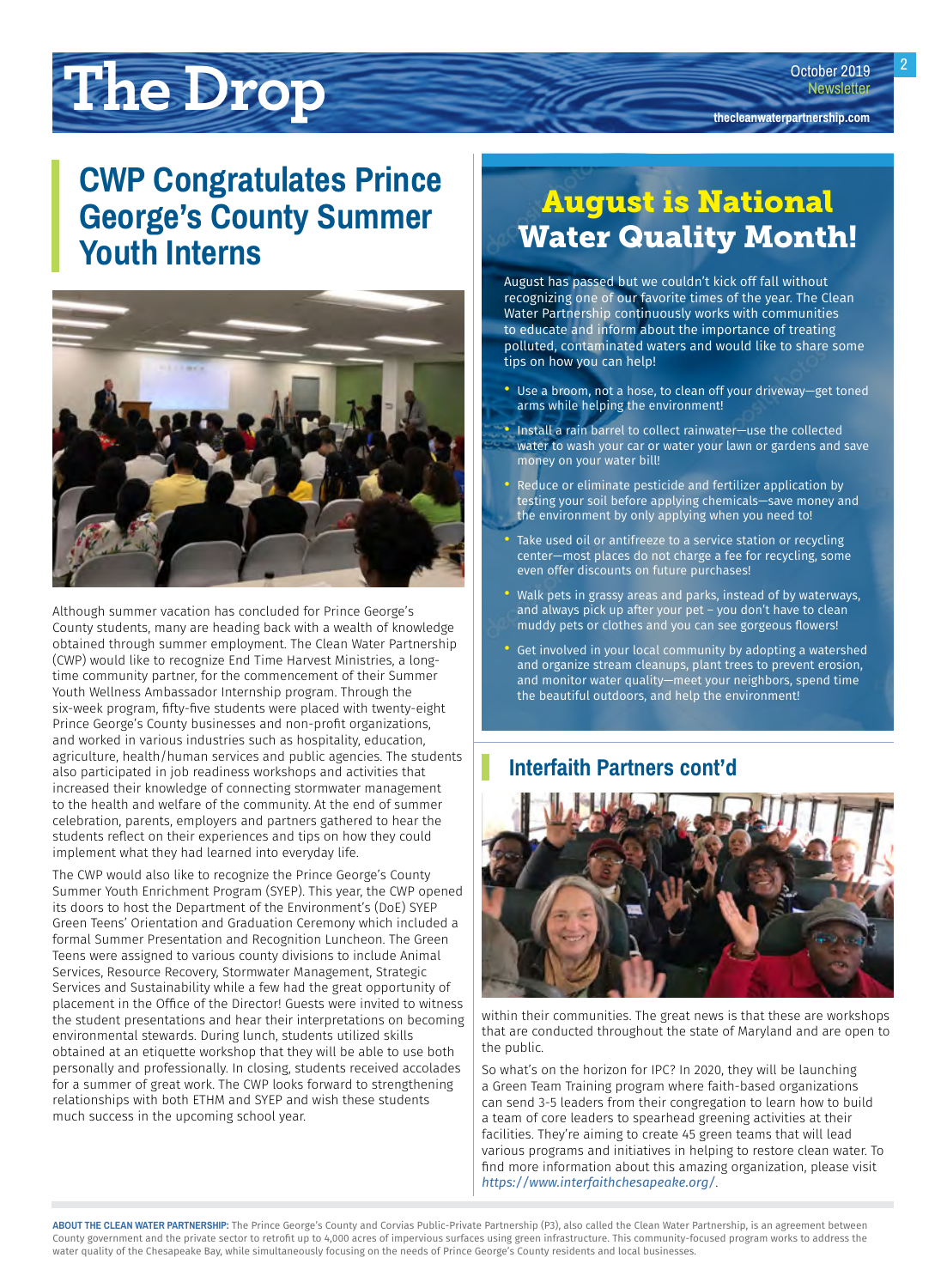## CWP Congratulates Prince George's County Summer Youth Interns

Although summer vacation has concluded for Prince George's County students, many are heading back with a wealth of knowledge obtained through summer employment. The Clean Water Partnership (CWP) would like to recognize End Time Harvest Ministries, a long-time community partner, for the commencement of their Summer Youth Wellness Ambassador Internship program. Through the six-week program, fifty-five students were placed with twenty-eight Prince George's County businesses and non-profit organizations, and worked in various industries such as hospitality, education, agriculture, health/human services and public agencies. The students also participated in job readiness workshops and activities that increased their knowledge of connecting stormwater management to the health and welfare of the community. At the end of summer celebration, parents, employers and partners gathered to hear the students reflect on their experiences and tips on how they could implement what they had learned into everyday life.

The CWP would also like to recognize the Prince George's County Summer Youth Enrichment Program (SYEP). This year, the CWP opened its doors to host the Department of the Environment's (DoE) SYEP Green Teens' Orientation and Graduation Ceremony which included a formal Summer Presentation and Recognition Luncheon. The Green Teens were assigned to various county divisions to include Animal Services, Resource Recovery, Stormwater Management, Strategic Services and Sustainability while a few had the great opportunity of placement in the Office of the Director! Guests were invited to witness the student presentations and hear their interpretations on becoming environmental stewards. During lunch, students utilized skills obtained at an etiquette workshop that they will be able to use both personally and professionally. In closing, students received accolades for a summer of great work. The CWP looks forward to strengthening relationships with both ETHM and SYEP and wish these students much success in the upcoming school year.

## August is National Water Quality Month!

August has passed but we couldn't kick off fall without recognizing one of our favorite times of the year. The Clean Water Partnership continuously works with communities to educate and inform about the importance of treating polluted, contaminated waters and would like to share some tips on how you can help!

- Use a broom, not a hose, to clean off your driveway—get toned arms while helping the environment!
- Install a rain barrel to collect rainwater—use the collected water to wash your car or water your lawn or gardens and save money on your water bill!
- Reduce or eliminate pesticide and fertilizer application by testing your soil before applying chemicals—save money and the environment by only applying when you need to!
- Take used oil or antifreeze to a service station or recycling center—most places do not charge a fee for recycling, some even offer discounts on future purchases!
- Walk pets in grassy areas and parks, instead of by waterways, and always pick up after your pet – you don't have to clean muddy pets or clothes and you can see gorgeous flowers!
- Get involved in your local community by adopting a watershed and organize stream cleanups, plant trees to prevent erosion, and monitor water quality—meet your neighbors, spend time the beautiful outdoors, and help the environment!

## Interfaith Partners cont'd

within their communities. The great news is that these are workshops that are conducted throughout the state of Maryland and are open to the public.

So what's on the horizon for IPC? In 2020, they will be launching a Green Team Training program where faith-based organizations can send 3-5 leaders from their congregation to learn how to build a team of core leaders to spearhead greening activities at their facilities. They're aiming to create 45 green teams that will lead various programs and initiatives in helping to restore clean water. To find more information about this amazing organization, please visit *https://www.interfaithchesapeake.org/*.

**ABOUT THE CLEAN WATER PARTNERSHIP:** The Prince George's County and Corvias Public-Private Partnership (P3), also called the Clean Water Partnership, is an agreement between County government and the private sector to retrofit up to 4,000 acres of impervious surfaces using green infrastructure. This community-focused program works to address the water quality of the Chesapeake Bay, while simultaneously focusing on the needs of Prince George's County residents and local businesses.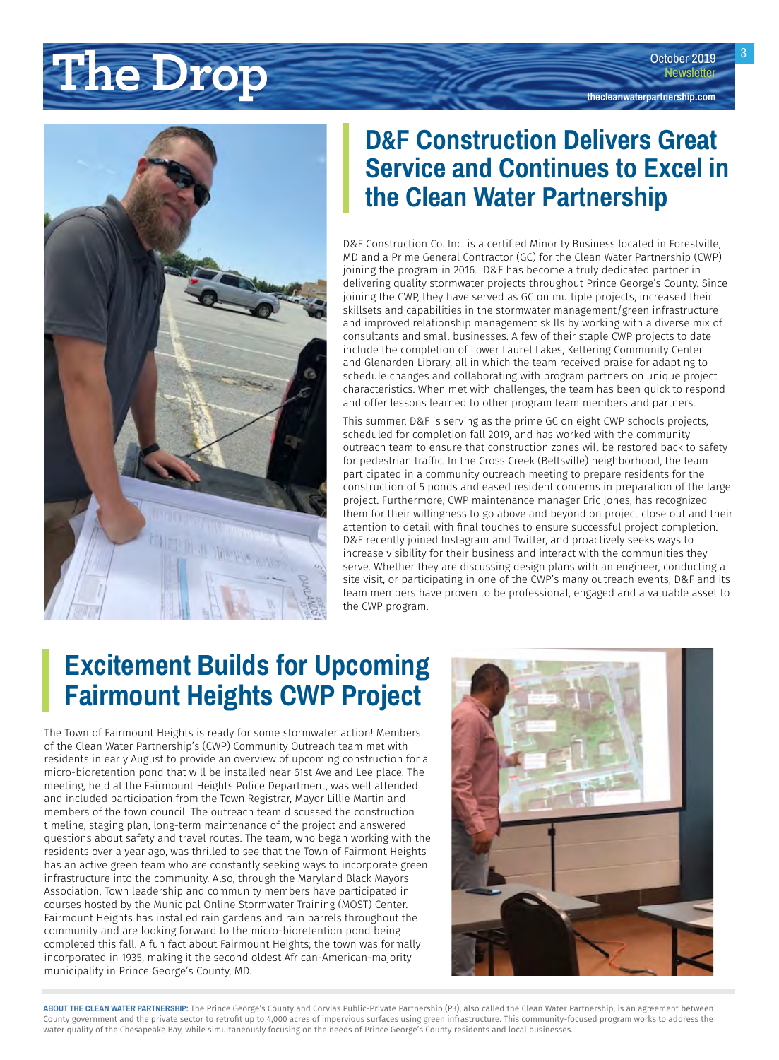## D&F Construction Delivers Great Service and Continues to Excel in the Clean Water Partnership

D&F Construction Co. Inc. is a certified Minority Business located in Forestville, MD and a Prime General Contractor (GC) for the Clean Water Partnership (CWP) joining the program in 2016. D&F has become a truly dedicated partner in delivering quality stormwater projects throughout Prince George's County. Since joining the CWP, they have served as GC on multiple projects, increased their skillsets and capabilities in the stormwater management/green infrastructure and improved relationship management skills by working with a diverse mix of consultants and small businesses. A few of their staple CWP projects to date include the completion of Lower Laurel Lakes, Kettering Community Center and Glenarden Library, all in which the team received praise for adapting to schedule changes and collaborating with program partners on unique project characteristics. When met with challenges, the team has been quick to respond and offer lessons learned to other program team members and partners.

This summer, D&F is serving as the prime GC on eight CWP schools projects, scheduled for completion fall 2019, and has worked with the community outreach team to ensure that construction zones will be restored back to safety for pedestrian traffic. In the Cross Creek (Beltsville) neighborhood, the team participated in a community outreach meeting to prepare residents for the construction of 5 ponds and eased resident concerns in preparation of the large project. Furthermore, CWP maintenance manager Eric Jones, has recognized them for their willingness to go above and beyond on project close out and their attention to detail with final touches to ensure successful project completion. D&F recently joined Instagram and Twitter, and proactively seeks ways to increase visibility for their business and interact with the communities they serve. Whether they are discussing design plans with an engineer, conducting a site visit, or participating in one of the CWP's many outreach events, D&F and its team members have proven to be professional, engaged and a valuable asset to the CWP program.

## Excitement Builds for Upcoming Fairmount Heights CWP Project

The Town of Fairmount Heights is ready for some stormwater action! Members of the Clean Water Partnership's (CWP) Community Outreach team met with residents in early August to provide an overview of upcoming construction for a micro-bioretention pond that will be installed near 61st Ave and Lee place. The meeting, held at the Fairmount Heights Police Department, was well attended and included participation from the Town Registrar, Mayor Lillie Martin and members of the town council. The outreach team discussed the construction timeline, staging plan, long-term maintenance of the project and answered questions about safety and travel routes. The team, who began working with the residents over a year ago, was thrilled to see that the Town of Fairmont Heights has an active green team who are constantly seeking ways to incorporate green infrastructure into the community. Also, through the Maryland Black Mayors Association, Town leadership and community members have participated in courses hosted by the Municipal Online Stormwater Training (MOST) Center. Fairmount Heights has installed rain gardens and rain barrels throughout the community and are looking forward to the micro-bioretention pond being completed this fall. A fun fact about Fairmount Heights; the town was formally incorporated in 1935, making it the second oldest African-American-majority municipality in Prince George's County, MD.

**ABOUT THE CLEAN WATER PARTNERSHIP:** The Prince George's County and Corvias Public-Private Partnership (P3), also called the Clean Water Partnership, is an agreement between County government and the private sector to retrofit up to 4,000 acres of impervious surfaces using green infrastructure. This community-focused program works to address the water quality of the Chesapeake Bay, while simultaneously focusing on the needs of Prince George's County residents and local businesses.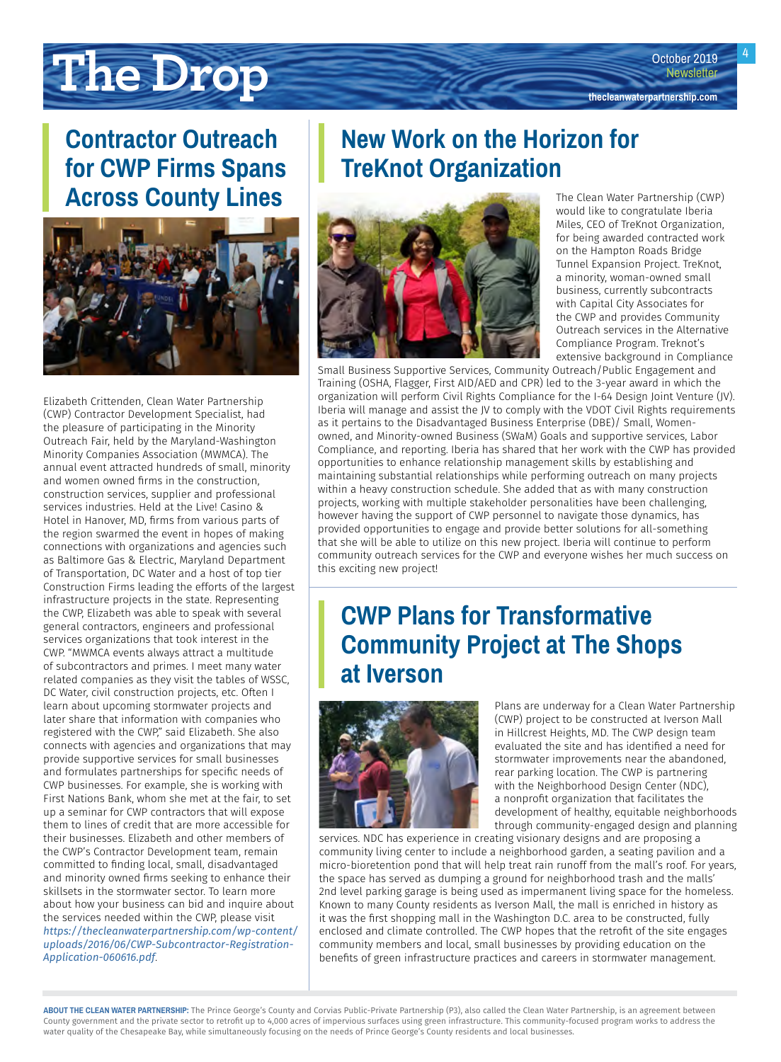# The Drop

October 2019 Newsletter

thecleanwaterpartnership.com

## Contractor Outreach for CWP Firms Spans Across County Lines

Elizabeth Crittenden, Clean Water Partnership (CWP) Contractor Development Specialist, had the pleasure of participating in the Minority Outreach Fair, held by the Maryland-Washington Minority Companies Association (MWMCA). The annual event attracted hundreds of small, minority and women owned firms in the construction, construction services, supplier and professional services industries. Held at the Live! Casino & Hotel in Hanover, MD, firms from various parts of the region swarmed the event in hopes of making connections with organizations and agencies such as Baltimore Gas & Electric, Maryland Department of Transportation, DC Water and a host of top tier Construction Firms leading the efforts of the largest infrastructure projects in the state. Representing the CWP, Elizabeth was able to speak with several general contractors, engineers and professional services organizations that took interest in the CWP. "MWMCA events always attract a multitude of subcontractors and primes. I meet many water related companies as they visit the tables of WSSC, DC Water, civil construction projects, etc. Often I learn about upcoming stormwater projects and later share that information with companies who registered with the CWP," said Elizabeth. She also connects with agencies and organizations that may provide supportive services for small businesses and formulates partnerships for specific needs of CWP businesses. For example, she is working with First Nations Bank, whom she met at the fair, to set up a seminar for CWP contractors that will expose them to lines of credit that are more accessible for their businesses. Elizabeth and other members of the CWP's Contractor Development team, remain committed to finding local, small, disadvantaged and minority owned firms seeking to enhance their skillsets in the stormwater sector. To learn more about how your business can bid and inquire about the services needed within the CWP, please visit *https://thecleanwaterpartnership.com/wp-content/uploads/2016/06/CWP-Subcontractor-Registration-Application-060616.pdf*.

## New Work on the Horizon for TreKnot Organization

The Clean Water Partnership (CWP) would like to congratulate Iberia Miles, CEO of TreKnot Organization, for being awarded contracted work on the Hampton Roads Bridge Tunnel Expansion Project. TreKnot, a minority, woman-owned small business, currently subcontracts with Capital City Associates for the CWP and provides Community Outreach services in the Alternative Compliance Program. Treknot's extensive background in Compliance Small Business Supportive Services, Community Outreach/Public Engagement and Training (OSHA, Flagger, First AID/AED and CPR) led to the 3-year award in which the organization will perform Civil Rights Compliance for the I-64 Design Joint Venture (JV). Iberia will manage and assist the JV to comply with the VDOT Civil Rights requirements as it pertains to the Disadvantaged Business Enterprise (DBE)/ Small, Women-owned, and Minority-owned Business (SWaM) Goals and supportive services, Labor Compliance, and reporting. Iberia has shared that her work with the CWP has provided opportunities to enhance relationship management skills by establishing and maintaining substantial relationships while performing outreach on many projects within a heavy construction schedule. She added that as with many construction projects, working with multiple stakeholder personalities have been challenging, however having the support of CWP personnel to navigate those dynamics, has provided opportunities to engage and provide better solutions for all-something that she will be able to utilize on this new project. Iberia will continue to perform community outreach services for the CWP and everyone wishes her much success on this exciting new project!

## CWP Plans for Transformative Community Project at The Shops at Iverson

Plans are underway for a Clean Water Partnership (CWP) project to be constructed at Iverson Mall in Hillcrest Heights, MD. The CWP design team evaluated the site and has identified a need for stormwater improvements near the abandoned, rear parking location. The CWP is partnering with the Neighborhood Design Center (NDC), a nonprofit organization that facilitates the development of healthy, equitable neighborhoods through community-engaged design and planning services. NDC has experience in creating visionary designs and are proposing a community living center to include a neighborhood garden, a seating pavilion and a micro-bioretention pond that will help treat rain runoff from the mall's roof. For years, the space has served as dumping a ground for neighborhood trash and the malls' 2nd level parking garage is being used as impermanent living space for the homeless. Known to many County residents as Iverson Mall, the mall is enriched in history as it was the first shopping mall in the Washington D.C. area to be constructed, fully enclosed and climate controlled. The CWP hopes that the retrofit of the site engages community members and local, small businesses by providing education on the benefits of green infrastructure practices and careers in stormwater management.

**ABOUT THE CLEAN WATER PARTNERSHIP:** The Prince George's County and Corvias Public-Private Partnership (P3), also called the Clean Water Partnership, is an agreement between County government and the private sector to retrofit up to 4,000 acres of impervious surfaces using green infrastructure. This community-focused program works to address the water quality of the Chesapeake Bay, while simultaneously focusing on the needs of Prince George's County residents and local businesses.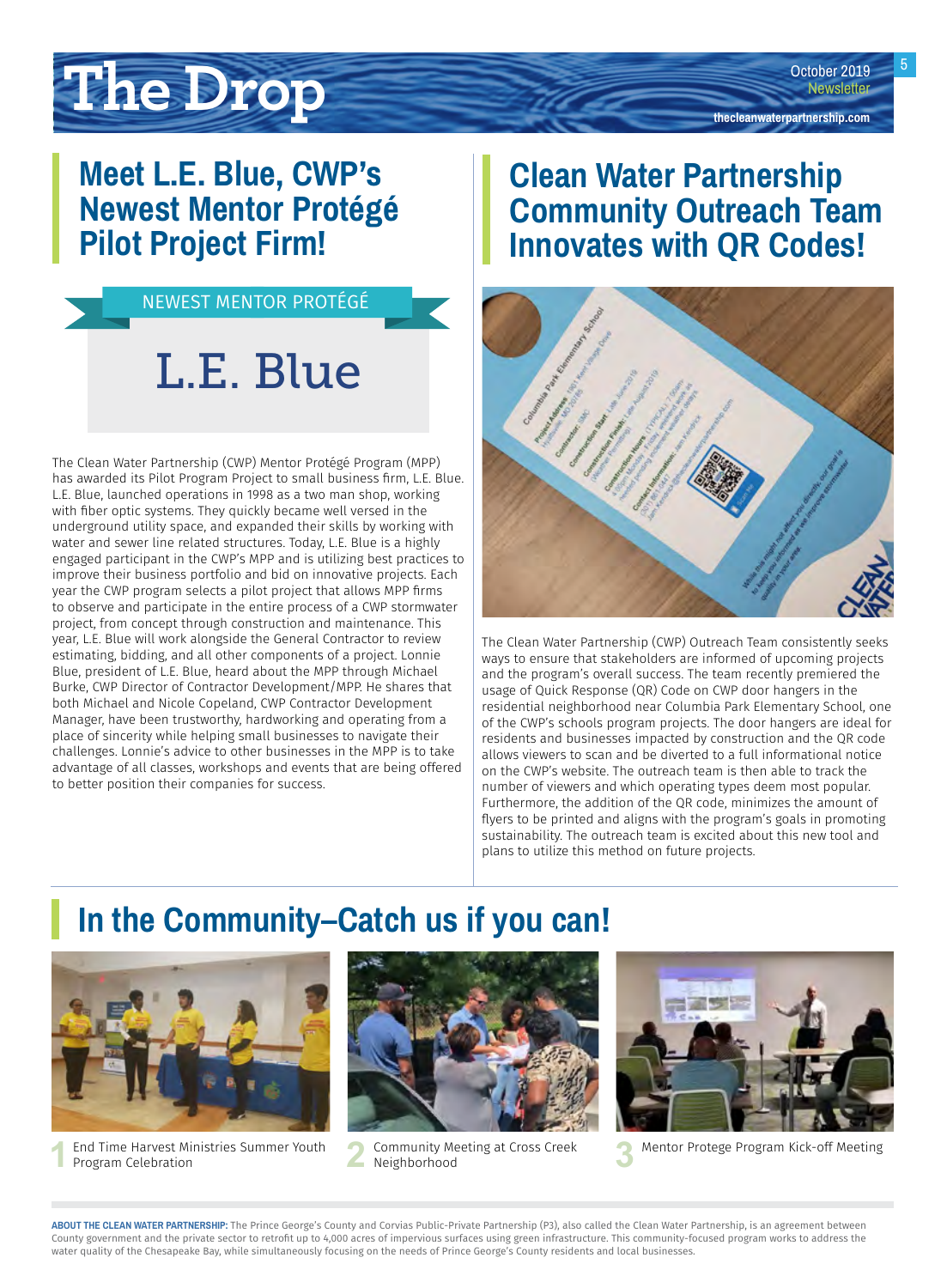## Meet L.E. Blue, CWP's Newest Mentor Protégé Pilot Project Firm!

NEWEST MENTOR PROTÉGÉ

L.E. Blue

The Clean Water Partnership (CWP) Mentor Protégé Program (MPP) has awarded its Pilot Program Project to small business firm, L.E. Blue. L.E. Blue, launched operations in 1998 as a two man shop, working with fiber optic systems. They quickly became well versed in the underground utility space, and expanded their skills by working with water and sewer line related structures. Today, L.E. Blue is a highly engaged participant in the CWP's MPP and is utilizing best practices to improve their business portfolio and bid on innovative projects. Each year the CWP program selects a pilot project that allows MPP firms to observe and participate in the entire process of a CWP stormwater project, from concept through construction and maintenance. This year, L.E. Blue will work alongside the General Contractor to review estimating, bidding, and all other components of a project. Lonnie Blue, president of L.E. Blue, heard about the MPP through Michael Burke, CWP Director of Contractor Development/MPP. He shares that both Michael and Nicole Copeland, CWP Contractor Development Manager, have been trustworthy, hardworking and operating from a place of sincerity while helping small businesses to navigate their challenges. Lonnie's advice to other businesses in the MPP is to take advantage of all classes, workshops and events that are being offered to better position their companies for success.

## Clean Water Partnership Community Outreach Team Innovates with QR Codes!

The Clean Water Partnership (CWP) Outreach Team consistently seeks ways to ensure that stakeholders are informed of upcoming projects and the program's overall success. The team recently premiered the usage of Quick Response (QR) Code on CWP door hangers in the residential neighborhood near Columbia Park Elementary School, one of the CWP's schools program projects. The door hangers are ideal for residents and businesses impacted by construction and the QR code allows viewers to scan and be diverted to a full informational notice on the CWP's website. The outreach team is then able to track the number of viewers and which operating types deem most popular. Furthermore, the addition of the QR code, minimizes the amount of flyers to be printed and aligns with the program's goals in promoting sustainability. The outreach team is excited about this new tool and plans to utilize this method on future projects.

## In the Community–Catch us if you can!

1 End Time Harvest Ministries Summer Youth Program Celebration

2 Community Meeting at Cross Creek Neighborhood

3 Mentor Protege Program Kick-off Meeting

**ABOUT THE CLEAN WATER PARTNERSHIP:** The Prince George's County and Corvias Public-Private Partnership (P3), also called the Clean Water Partnership, is an agreement between County government and the private sector to retrofit up to 4,000 acres of impervious surfaces using green infrastructure. This community-focused program works to address the water quality of the Chesapeake Bay, while simultaneously focusing on the needs of Prince George's County residents and local businesses.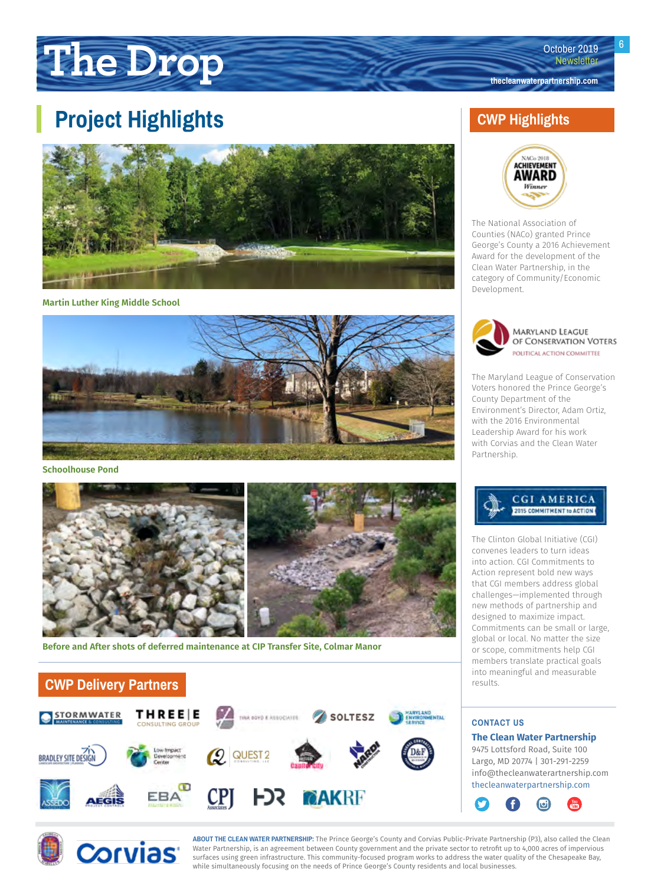# The Drop

October 2019 Newsletter

thecleanwaterpartnership.com

## Project Highlights

Martin Luther King Middle School

Schoolhouse Pond

Before and After shots of deferred maintenance at CIP Transfer Site, Colmar Manor

## CWP Delivery Partners

## CWP Highlights

NACo 2016 ACHIEVEMENT AWARD Winner

The National Association of Counties (NACo) granted Prince George's County a 2016 Achievement Award for the development of the Clean Water Partnership, in the category of Community/Economic Development.

MARYLAND LEAGUE OF CONSERVATION VOTERS POLITICAL ACTION COMMITTEE

The Maryland League of Conservation Voters honored the Prince George's County Department of the Environment's Director, Adam Ortiz, with the 2016 Environmental Leadership Award for his work with Corvias and the Clean Water Partnership.

CGI AMERICA 2015 COMMITMENT to ACTION

The Clinton Global Initiative (CGI) convenes leaders to turn ideas into action. CGI Commitments to Action represent bold new ways that CGI members address global challenges—implemented through new methods of partnership and designed to maximize impact. Commitments can be small or large, global or local. No matter the size or scope, commitments help CGI members translate practical goals into meaningful and measurable results.

### CONTACT US

**The Clean Water Partnership**
9475 Lottsford Road, Suite 100
Largo, MD 20774 | 301-291-2259
info@thecleanwaterartnership.com
thecleanwaterpartnership.com

**ABOUT THE CLEAN WATER PARTNERSHIP:** The Prince George's County and Corvias Public-Private Partnership (P3), also called the Clean Water Partnership, is an agreement between County government and the private sector to retrofit up to 4,000 acres of impervious surfaces using green infrastructure. This community-focused program works to address the water quality of the Chesapeake Bay, while simultaneously focusing on the needs of Prince George's County residents and local businesses.